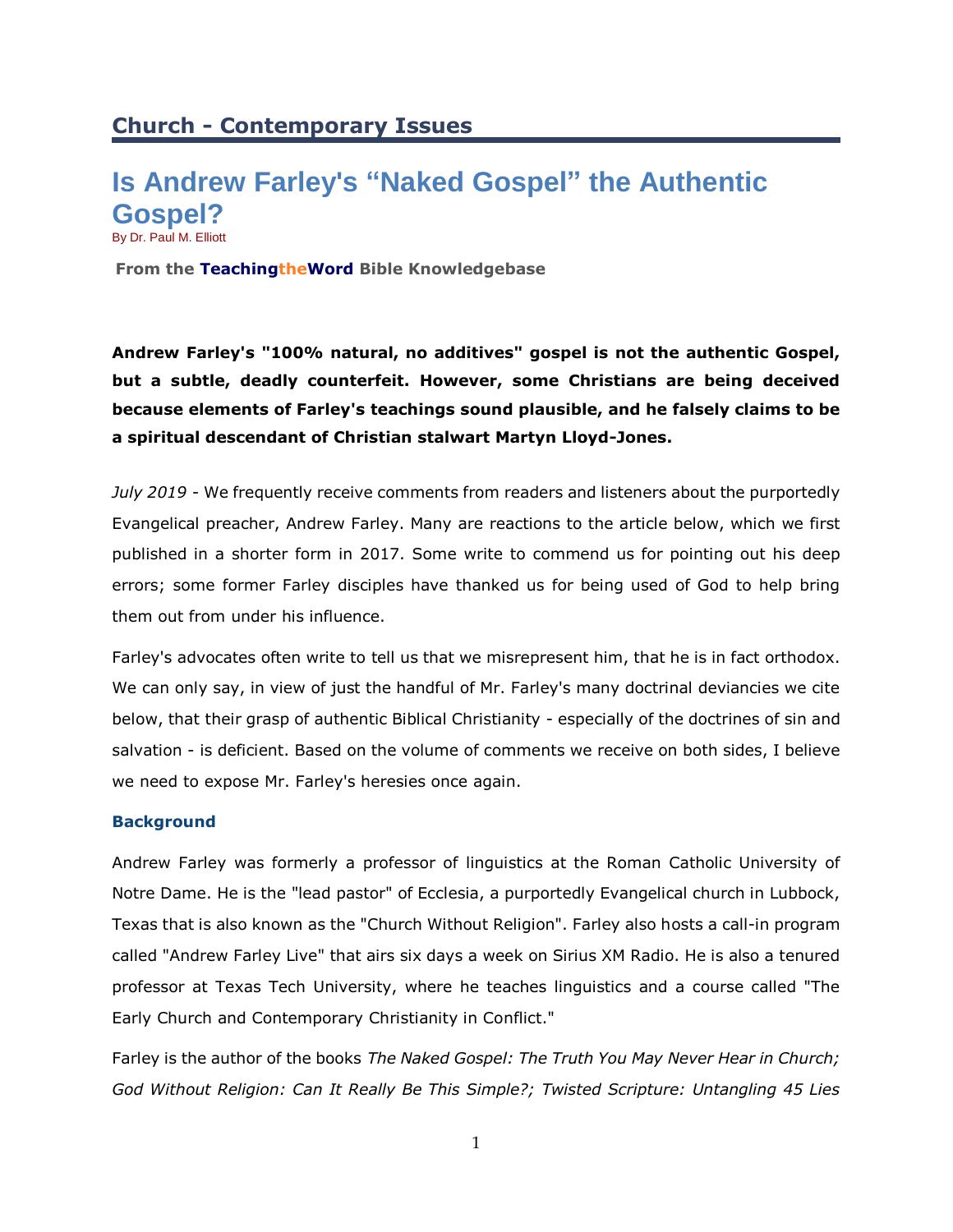## Church - Contemporary Issues

# Is Andrew Farley's "Naked Gospel" the Authentic Gospel?

By Dr. Paul M. Elliott

**From the TeachingtheWord Bible Knowledgebase**

**Andrew Farley's "100% natural, no additives" gospel is not the authentic Gospel, but a subtle, deadly counterfeit. However, some Christians are being deceived because elements of Farley's teachings sound plausible, and he falsely claims to be a spiritual descendant of Christian stalwart Martyn Lloyd-Jones.**

*July 2019* - We frequently receive comments from readers and listeners about the purportedly Evangelical preacher, Andrew Farley. Many are reactions to the article below, which we first published in a shorter form in 2017. Some write to commend us for pointing out his deep errors; some former Farley disciples have thanked us for being used of God to help bring them out from under his influence.

Farley's advocates often write to tell us that we misrepresent him, that he is in fact orthodox. We can only say, in view of just the handful of Mr. Farley's many doctrinal deviancies we cite below, that their grasp of authentic Biblical Christianity - especially of the doctrines of sin and salvation - is deficient. Based on the volume of comments we receive on both sides, I believe we need to expose Mr. Farley's heresies once again.

### Background

Andrew Farley was formerly a professor of linguistics at the Roman Catholic University of Notre Dame. He is the "lead pastor" of Ecclesia, a purportedly Evangelical church in Lubbock, Texas that is also known as the "Church Without Religion". Farley also hosts a call-in program called "Andrew Farley Live" that airs six days a week on Sirius XM Radio. He is also a tenured professor at Texas Tech University, where he teaches linguistics and a course called "The Early Church and Contemporary Christianity in Conflict."

Farley is the author of the books *The Naked Gospel: The Truth You May Never Hear in Church; God Without Religion: Can It Really Be This Simple?; Twisted Scripture: Untangling 45 Lies*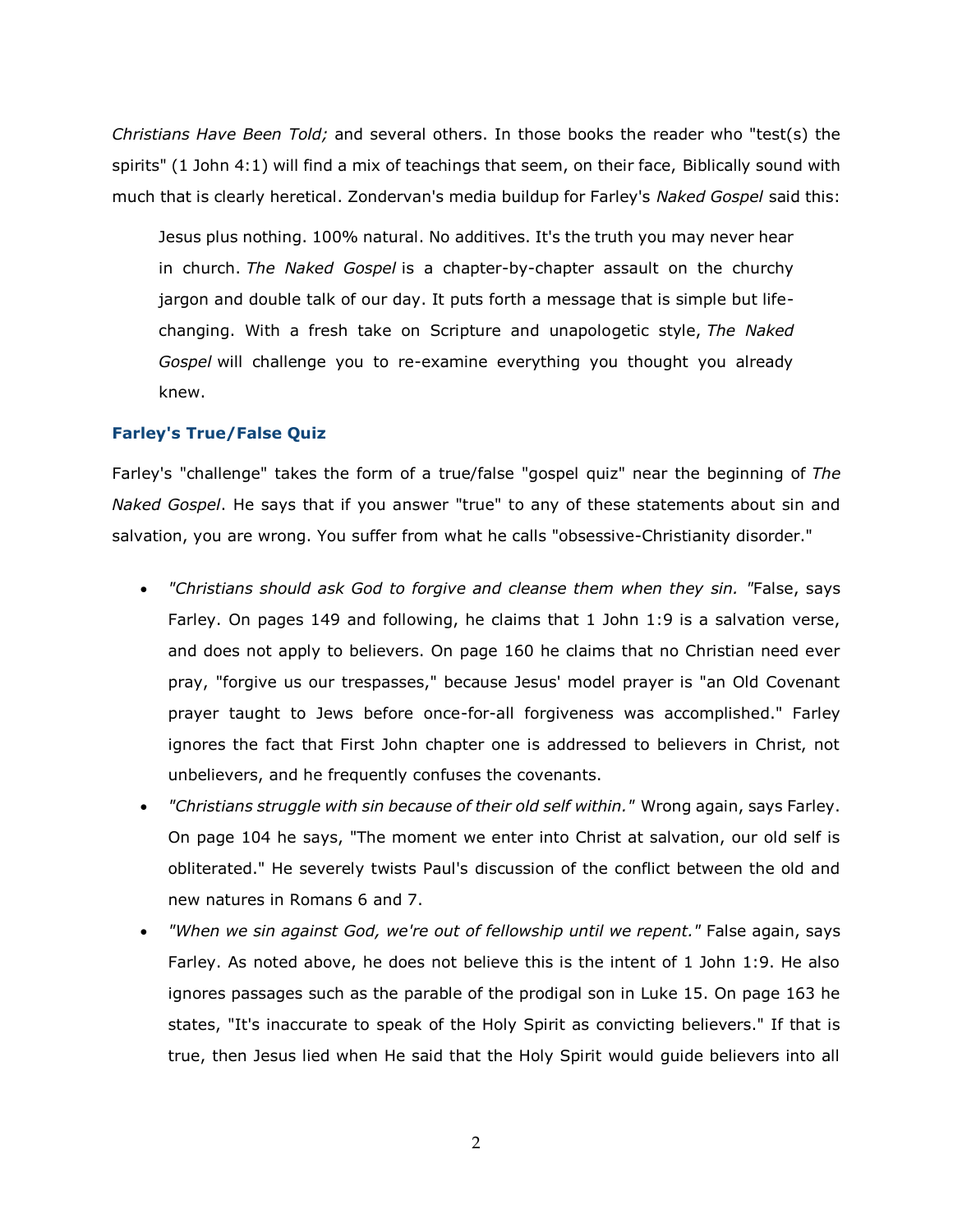*Christians Have Been Told;* and several others. In those books the reader who "test(s) the spirits" (1 John 4:1) will find a mix of teachings that seem, on their face, Biblically sound with much that is clearly heretical. Zondervan's media buildup for Farley's *Naked Gospel* said this:

> Jesus plus nothing. 100% natural. No additives. It's the truth you may never hear in church. *The Naked Gospel* is a chapter-by-chapter assault on the churchy jargon and double talk of our day. It puts forth a message that is simple but life-changing. With a fresh take on Scripture and unapologetic style, *The Naked Gospel* will challenge you to re-examine everything you thought you already knew.

### Farley's True/False Quiz

Farley's "challenge" takes the form of a true/false "gospel quiz" near the beginning of *The Naked Gospel*. He says that if you answer "true" to any of these statements about sin and salvation, you are wrong. You suffer from what he calls "obsessive-Christianity disorder."

- *"Christians should ask God to forgive and cleanse them when they sin. "*False, says Farley. On pages 149 and following, he claims that 1 John 1:9 is a salvation verse, and does not apply to believers. On page 160 he claims that no Christian need ever pray, "forgive us our trespasses," because Jesus' model prayer is "an Old Covenant prayer taught to Jews before once-for-all forgiveness was accomplished." Farley ignores the fact that First John chapter one is addressed to believers in Christ, not unbelievers, and he frequently confuses the covenants.
- *"Christians struggle with sin because of their old self within."* Wrong again, says Farley. On page 104 he says, "The moment we enter into Christ at salvation, our old self is obliterated." He severely twists Paul's discussion of the conflict between the old and new natures in Romans 6 and 7.
- *"When we sin against God, we're out of fellowship until we repent."* False again, says Farley. As noted above, he does not believe this is the intent of 1 John 1:9. He also ignores passages such as the parable of the prodigal son in Luke 15. On page 163 he states, "It's inaccurate to speak of the Holy Spirit as convicting believers." If that is true, then Jesus lied when He said that the Holy Spirit would guide believers into all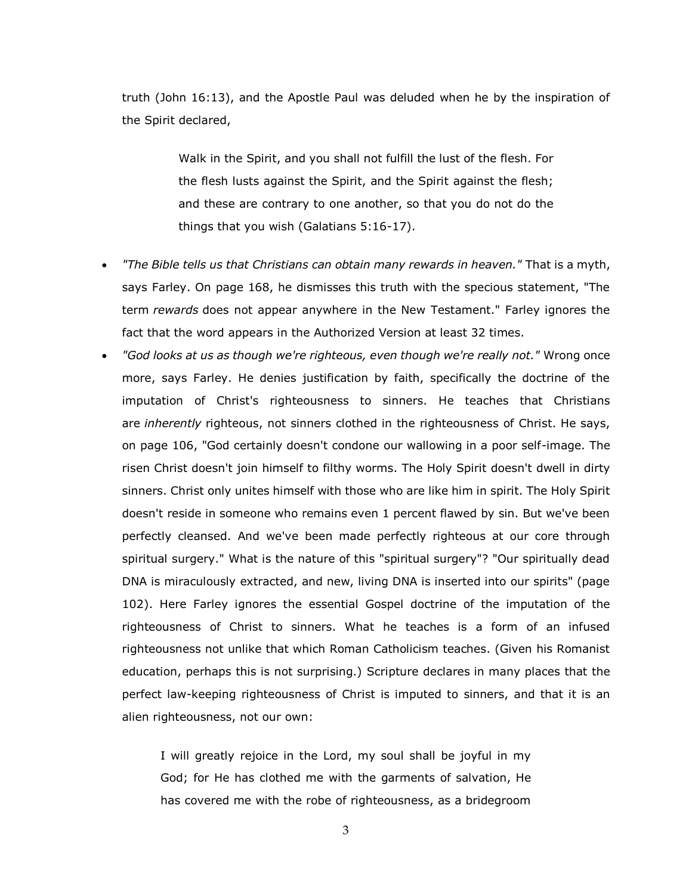truth (John 16:13), and the Apostle Paul was deluded when he by the inspiration of the Spirit declared,

> Walk in the Spirit, and you shall not fulfill the lust of the flesh. For the flesh lusts against the Spirit, and the Spirit against the flesh; and these are contrary to one another, so that you do not do the things that you wish (Galatians 5:16-17).

- *"The Bible tells us that Christians can obtain many rewards in heaven."* That is a myth, says Farley. On page 168, he dismisses this truth with the specious statement, "The term *rewards* does not appear anywhere in the New Testament." Farley ignores the fact that the word appears in the Authorized Version at least 32 times.
- *"God looks at us as though we're righteous, even though we're really not."* Wrong once more, says Farley. He denies justification by faith, specifically the doctrine of the imputation of Christ's righteousness to sinners. He teaches that Christians are *inherently* righteous, not sinners clothed in the righteousness of Christ. He says, on page 106, "God certainly doesn't condone our wallowing in a poor self-image. The risen Christ doesn't join himself to filthy worms. The Holy Spirit doesn't dwell in dirty sinners. Christ only unites himself with those who are like him in spirit. The Holy Spirit doesn't reside in someone who remains even 1 percent flawed by sin. But we've been perfectly cleansed. And we've been made perfectly righteous at our core through spiritual surgery." What is the nature of this "spiritual surgery"? "Our spiritually dead DNA is miraculously extracted, and new, living DNA is inserted into our spirits" (page 102). Here Farley ignores the essential Gospel doctrine of the imputation of the righteousness of Christ to sinners. What he teaches is a form of an infused righteousness not unlike that which Roman Catholicism teaches. (Given his Romanist education, perhaps this is not surprising.) Scripture declares in many places that the perfect law-keeping righteousness of Christ is imputed to sinners, and that it is an alien righteousness, not our own:

> I will greatly rejoice in the Lord, my soul shall be joyful in my God; for He has clothed me with the garments of salvation, He has covered me with the robe of righteousness, as a bridegroom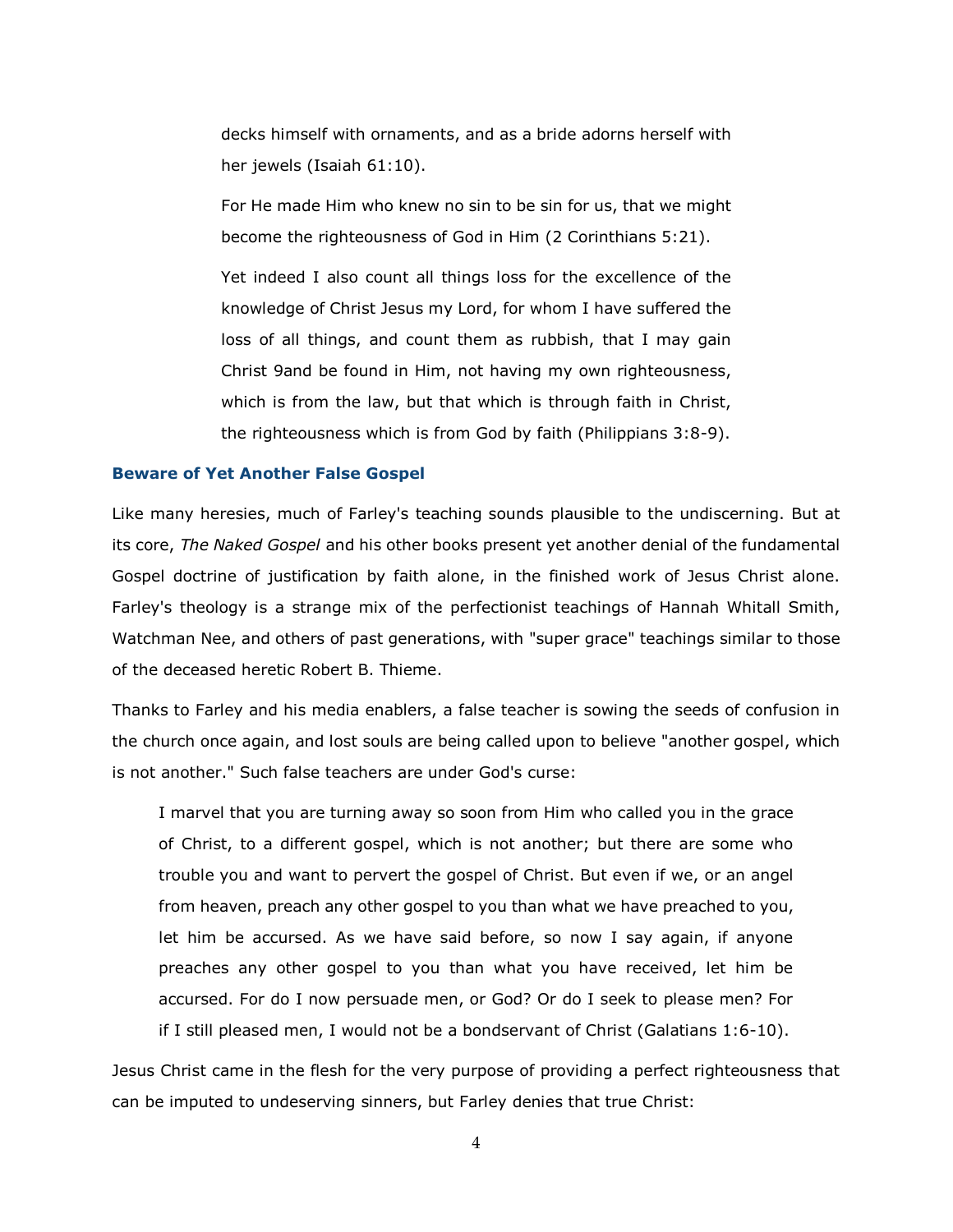> decks himself with ornaments, and as a bride adorns herself with her jewels (Isaiah 61:10).
>
> For He made Him who knew no sin to be sin for us, that we might become the righteousness of God in Him (2 Corinthians 5:21).
>
> Yet indeed I also count all things loss for the excellence of the knowledge of Christ Jesus my Lord, for whom I have suffered the loss of all things, and count them as rubbish, that I may gain Christ 9and be found in Him, not having my own righteousness, which is from the law, but that which is through faith in Christ, the righteousness which is from God by faith (Philippians 3:8-9).

### Beware of Yet Another False Gospel

Like many heresies, much of Farley's teaching sounds plausible to the undiscerning. But at its core, *The Naked Gospel* and his other books present yet another denial of the fundamental Gospel doctrine of justification by faith alone, in the finished work of Jesus Christ alone. Farley's theology is a strange mix of the perfectionist teachings of Hannah Whitall Smith, Watchman Nee, and others of past generations, with "super grace" teachings similar to those of the deceased heretic Robert B. Thieme.

Thanks to Farley and his media enablers, a false teacher is sowing the seeds of confusion in the church once again, and lost souls are being called upon to believe "another gospel, which is not another." Such false teachers are under God's curse:

> I marvel that you are turning away so soon from Him who called you in the grace of Christ, to a different gospel, which is not another; but there are some who trouble you and want to pervert the gospel of Christ. But even if we, or an angel from heaven, preach any other gospel to you than what we have preached to you, let him be accursed. As we have said before, so now I say again, if anyone preaches any other gospel to you than what you have received, let him be accursed. For do I now persuade men, or God? Or do I seek to please men? For if I still pleased men, I would not be a bondservant of Christ (Galatians 1:6-10).

Jesus Christ came in the flesh for the very purpose of providing a perfect righteousness that can be imputed to undeserving sinners, but Farley denies that true Christ: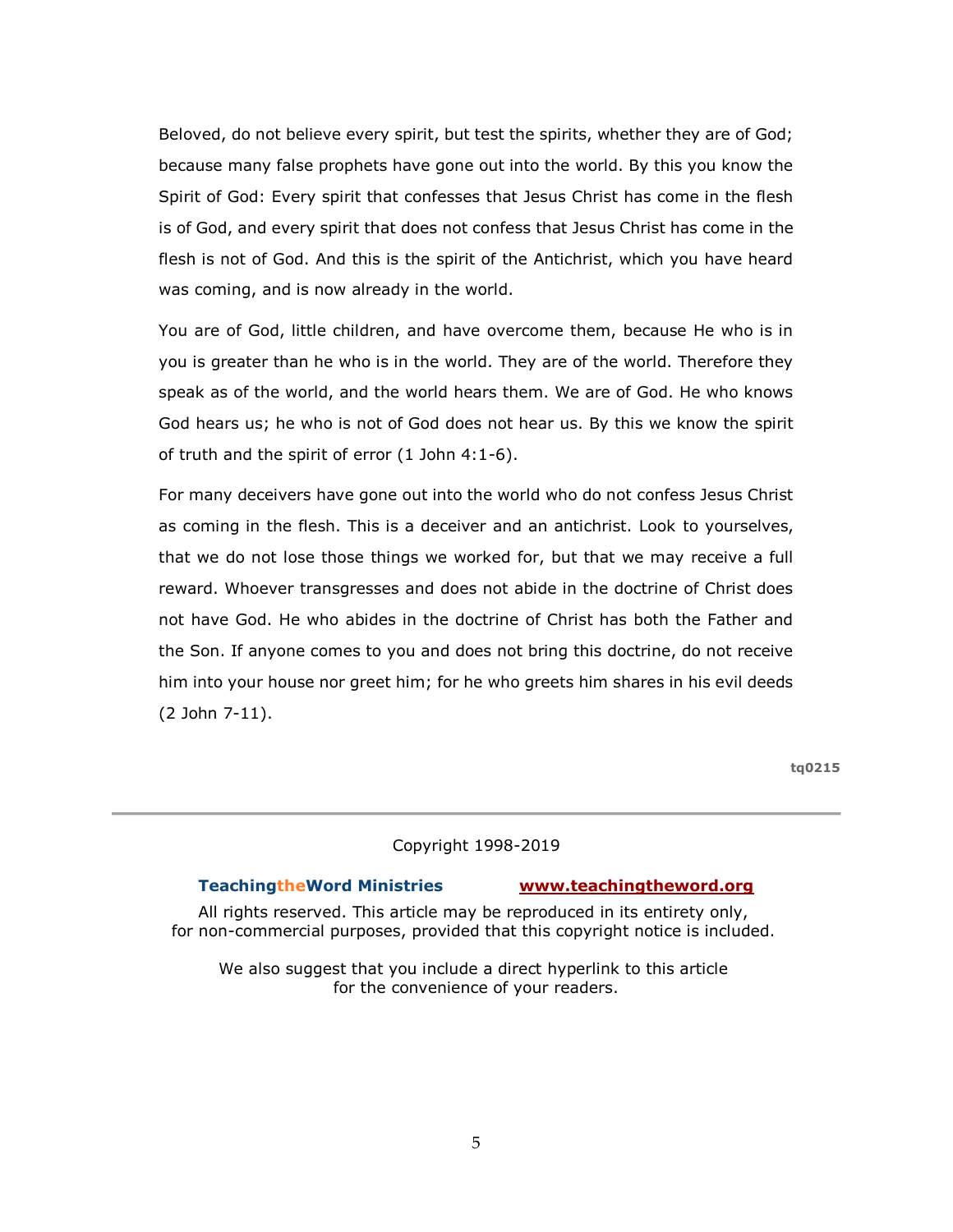Beloved, do not believe every spirit, but test the spirits, whether they are of God; because many false prophets have gone out into the world. By this you know the Spirit of God: Every spirit that confesses that Jesus Christ has come in the flesh is of God, and every spirit that does not confess that Jesus Christ has come in the flesh is not of God. And this is the spirit of the Antichrist, which you have heard was coming, and is now already in the world.

You are of God, little children, and have overcome them, because He who is in you is greater than he who is in the world. They are of the world. Therefore they speak as of the world, and the world hears them. We are of God. He who knows God hears us; he who is not of God does not hear us. By this we know the spirit of truth and the spirit of error (1 John 4:1-6).

For many deceivers have gone out into the world who do not confess Jesus Christ as coming in the flesh. This is a deceiver and an antichrist. Look to yourselves, that we do not lose those things we worked for, but that we may receive a full reward. Whoever transgresses and does not abide in the doctrine of Christ does not have God. He who abides in the doctrine of Christ has both the Father and the Son. If anyone comes to you and does not bring this doctrine, do not receive him into your house nor greet him; for he who greets him shares in his evil deeds (2 John 7-11).

**tq0215**

---

Copyright 1998-2019

**TeachingtheWord Ministries** **www.teachingtheword.org**

All rights reserved. This article may be reproduced in its entirety only, for non-commercial purposes, provided that this copyright notice is included.

We also suggest that you include a direct hyperlink to this article for the convenience of your readers.